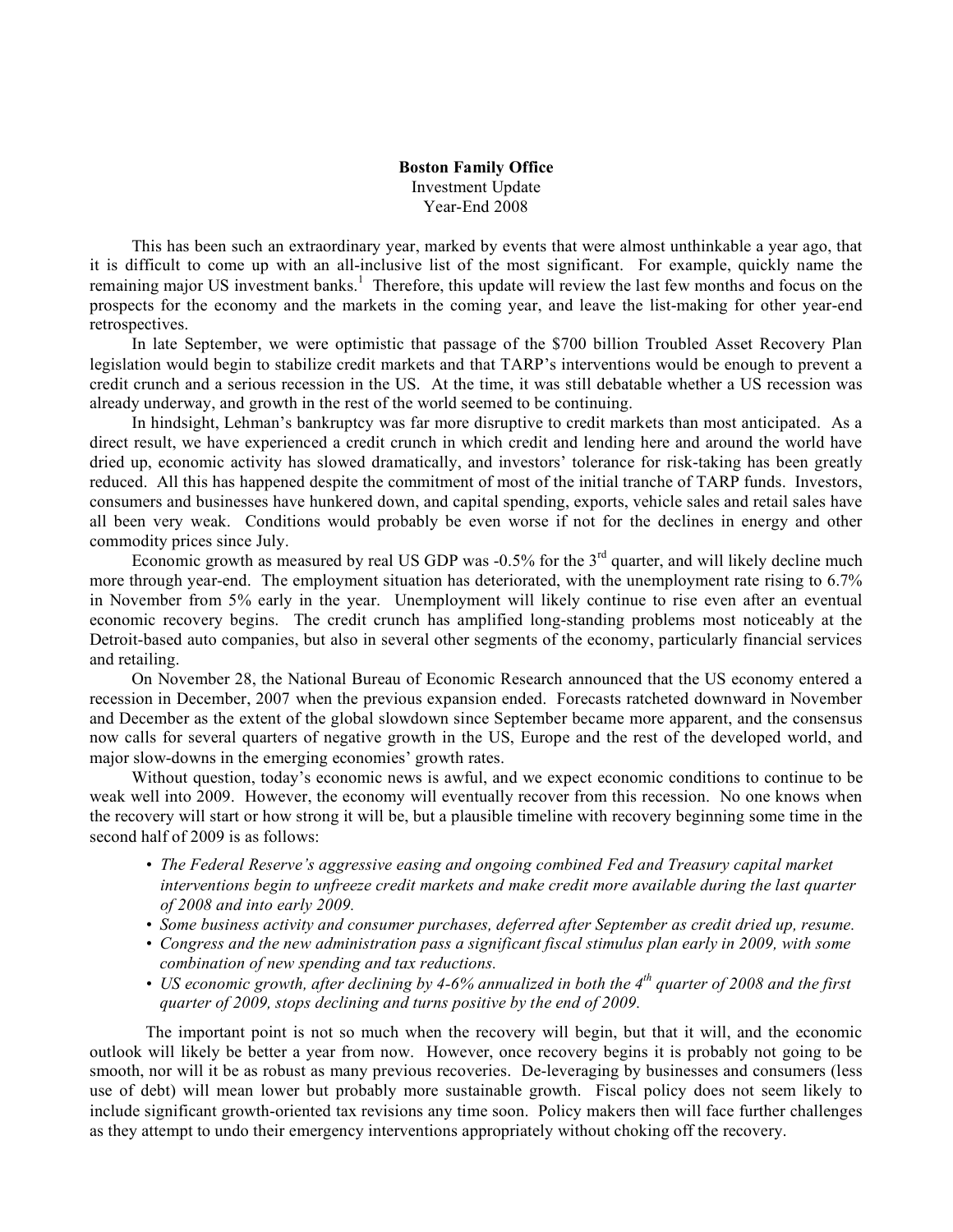**Boston Family Office**
Investment Update
Year-End 2008

This has been such an extraordinary year, marked by events that were almost unthinkable a year ago, that it is difficult to come up with an all-inclusive list of the most significant. For example, quickly name the remaining major US investment banks.[1] Therefore, this update will review the last few months and focus on the prospects for the economy and the markets in the coming year, and leave the list-making for other year-end retrospectives.

In late September, we were optimistic that passage of the $700 billion Troubled Asset Recovery Plan legislation would begin to stabilize credit markets and that TARP's interventions would be enough to prevent a credit crunch and a serious recession in the US. At the time, it was still debatable whether a US recession was already underway, and growth in the rest of the world seemed to be continuing.

In hindsight, Lehman's bankruptcy was far more disruptive to credit markets than most anticipated. As a direct result, we have experienced a credit crunch in which credit and lending here and around the world have dried up, economic activity has slowed dramatically, and investors' tolerance for risk-taking has been greatly reduced. All this has happened despite the commitment of most of the initial tranche of TARP funds. Investors, consumers and businesses have hunkered down, and capital spending, exports, vehicle sales and retail sales have all been very weak. Conditions would probably be even worse if not for the declines in energy and other commodity prices since July.

Economic growth as measured by real US GDP was -0.5% for the 3rd quarter, and will likely decline much more through year-end. The employment situation has deteriorated, with the unemployment rate rising to 6.7% in November from 5% early in the year. Unemployment will likely continue to rise even after an eventual economic recovery begins. The credit crunch has amplified long-standing problems most noticeably at the Detroit-based auto companies, but also in several other segments of the economy, particularly financial services and retailing.

On November 28, the National Bureau of Economic Research announced that the US economy entered a recession in December, 2007 when the previous expansion ended. Forecasts ratcheted downward in November and December as the extent of the global slowdown since September became more apparent, and the consensus now calls for several quarters of negative growth in the US, Europe and the rest of the developed world, and major slow-downs in the emerging economies' growth rates.

Without question, today's economic news is awful, and we expect economic conditions to continue to be weak well into 2009. However, the economy will eventually recover from this recession. No one knows when the recovery will start or how strong it will be, but a plausible timeline with recovery beginning some time in the second half of 2009 is as follows:

- *The Federal Reserve's aggressive easing and ongoing combined Fed and Treasury capital market interventions begin to unfreeze credit markets and make credit more available during the last quarter of 2008 and into early 2009.*
- *Some business activity and consumer purchases, deferred after September as credit dried up, resume.*
- *Congress and the new administration pass a significant fiscal stimulus plan early in 2009, with some combination of new spending and tax reductions.*
- *US economic growth, after declining by 4-6% annualized in both the 4th quarter of 2008 and the first quarter of 2009, stops declining and turns positive by the end of 2009.*

The important point is not so much when the recovery will begin, but that it will, and the economic outlook will likely be better a year from now. However, once recovery begins it is probably not going to be smooth, nor will it be as robust as many previous recoveries. De-leveraging by businesses and consumers (less use of debt) will mean lower but probably more sustainable growth. Fiscal policy does not seem likely to include significant growth-oriented tax revisions any time soon. Policy makers then will face further challenges as they attempt to undo their emergency interventions appropriately without choking off the recovery.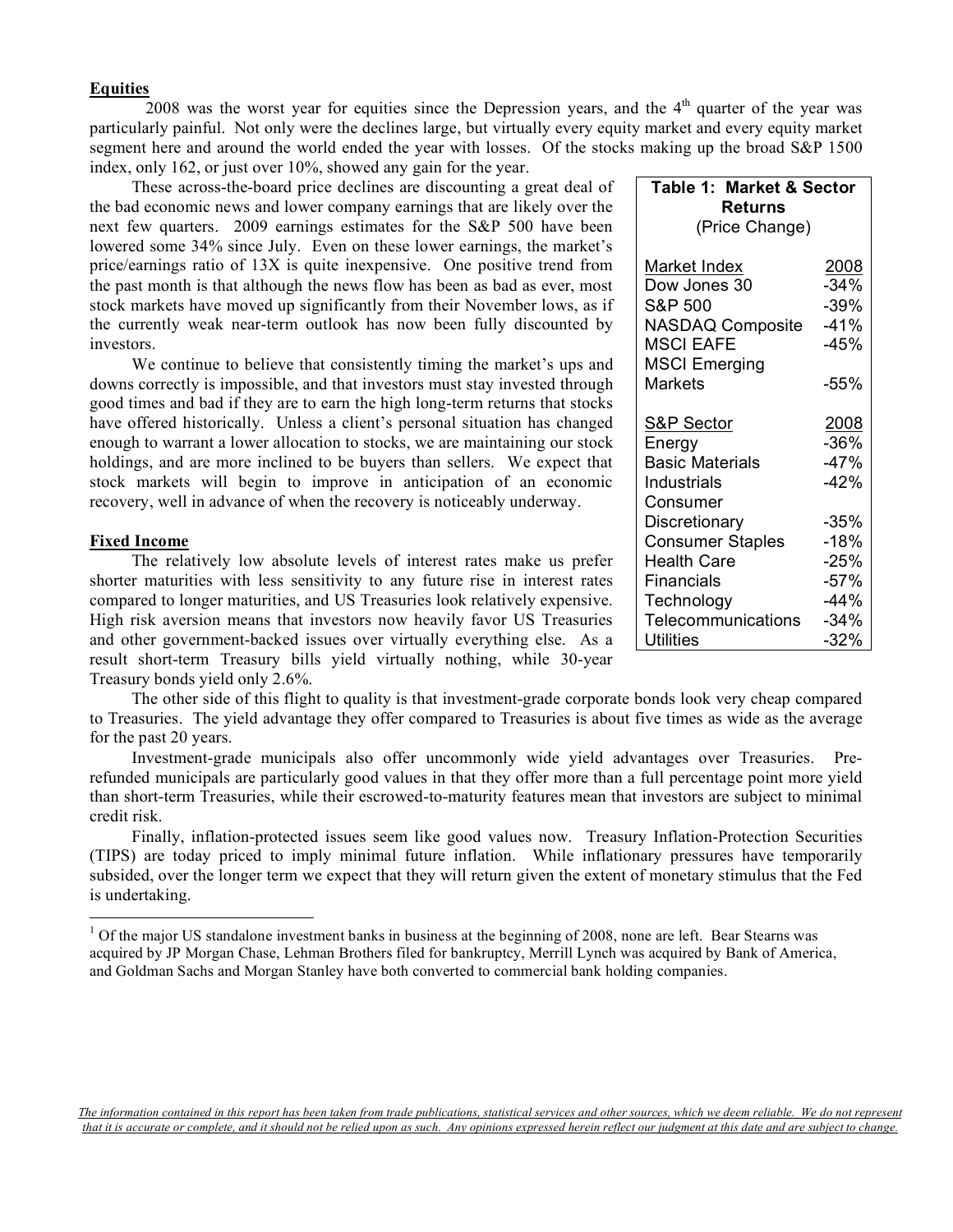## Equities

2008 was the worst year for equities since the Depression years, and the 4th quarter of the year was particularly painful. Not only were the declines large, but virtually every equity market and every equity market segment here and around the world ended the year with losses. Of the stocks making up the broad S&P 1500 index, only 162, or just over 10%, showed any gain for the year.

These across-the-board price declines are discounting a great deal of the bad economic news and lower company earnings that are likely over the next few quarters. 2009 earnings estimates for the S&P 500 have been lowered some 34% since July. Even on these lower earnings, the market's price/earnings ratio of 13X is quite inexpensive. One positive trend from the past month is that although the news flow has been as bad as ever, most stock markets have moved up significantly from their November lows, as if the currently weak near-term outlook has now been fully discounted by investors.

We continue to believe that consistently timing the market's ups and downs correctly is impossible, and that investors must stay invested through good times and bad if they are to earn the high long-term returns that stocks have offered historically. Unless a client's personal situation has changed enough to warrant a lower allocation to stocks, we are maintaining our stock holdings, and are more inclined to be buyers than sellers. We expect that stock markets will begin to improve in anticipation of an economic recovery, well in advance of when the recovery is noticeably underway.

**Table 1: Market & Sector Returns**
(Price Change)

| Market Index | 2008 |
|---|---|
| Dow Jones 30 | -34% |
| S&P 500 | -39% |
| NASDAQ Composite | -41% |
| MSCI EAFE | -45% |
| MSCI Emerging Markets | -55% |
| **S&P Sector** | **2008** |
| Energy | -36% |
| Basic Materials | -47% |
| Industrials | -42% |
| Consumer Discretionary | -35% |
| Consumer Staples | -18% |
| Health Care | -25% |
| Financials | -57% |
| Technology | -44% |
| Telecommunications | -34% |
| Utilities | -32% |

## Fixed Income

The relatively low absolute levels of interest rates make us prefer shorter maturities with less sensitivity to any future rise in interest rates compared to longer maturities, and US Treasuries look relatively expensive. High risk aversion means that investors now heavily favor US Treasuries and other government-backed issues over virtually everything else. As a result short-term Treasury bills yield virtually nothing, while 30-year Treasury bonds yield only 2.6%.

The other side of this flight to quality is that investment-grade corporate bonds look very cheap compared to Treasuries. The yield advantage they offer compared to Treasuries is about five times as wide as the average for the past 20 years.

Investment-grade municipals also offer uncommonly wide yield advantages over Treasuries. Pre-refunded municipals are particularly good values in that they offer more than a full percentage point more yield than short-term Treasuries, while their escrowed-to-maturity features mean that investors are subject to minimal credit risk.

Finally, inflation-protected issues seem like good values now. Treasury Inflation-Protection Securities (TIPS) are today priced to imply minimal future inflation. While inflationary pressures have temporarily subsided, over the longer term we expect that they will return given the extent of monetary stimulus that the Fed is undertaking.

[1] Of the major US standalone investment banks in business at the beginning of 2008, none are left. Bear Stearns was acquired by JP Morgan Chase, Lehman Brothers filed for bankruptcy, Merrill Lynch was acquired by Bank of America, and Goldman Sachs and Morgan Stanley have both converted to commercial bank holding companies.

*The information contained in this report has been taken from trade publications, statistical services and other sources, which we deem reliable. We do not represent that it is accurate or complete, and it should not be relied upon as such. Any opinions expressed herein reflect our judgment at this date and are subject to change.*